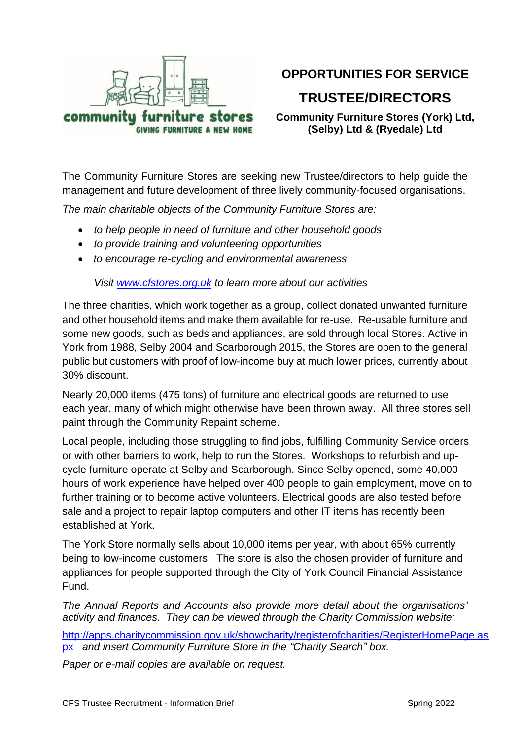community furniture stores
GIVING FURNITURE A NEW HOME

# OPPORTUNITIES FOR SERVICE

# TRUSTEE/DIRECTORS

**Community Furniture Stores (York) Ltd, (Selby) Ltd & (Ryedale) Ltd**

The Community Furniture Stores are seeking new Trustee/directors to help guide the management and future development of three lively community-focused organisations.

*The main charitable objects of the Community Furniture Stores are:*

- *to help people in need of furniture and other household goods*
- *to provide training and volunteering opportunities*
- *to encourage re-cycling and environmental awareness*

*Visit [www.cfstores.org.uk](http://www.cfstores.org.uk) to learn more about our activities*

The three charities, which work together as a group, collect donated unwanted furniture and other household items and make them available for re-use. Re-usable furniture and some new goods, such as beds and appliances, are sold through local Stores. Active in York from 1988, Selby 2004 and Scarborough 2015, the Stores are open to the general public but customers with proof of low-income buy at much lower prices, currently about 30% discount.

Nearly 20,000 items (475 tons) of furniture and electrical goods are returned to use each year, many of which might otherwise have been thrown away. All three stores sell paint through the Community Repaint scheme.

Local people, including those struggling to find jobs, fulfilling Community Service orders or with other barriers to work, help to run the Stores. Workshops to refurbish and up-cycle furniture operate at Selby and Scarborough. Since Selby opened, some 40,000 hours of work experience have helped over 400 people to gain employment, move on to further training or to become active volunteers. Electrical goods are also tested before sale and a project to repair laptop computers and other IT items has recently been established at York.

The York Store normally sells about 10,000 items per year, with about 65% currently being to low-income customers. The store is also the chosen provider of furniture and appliances for people supported through the City of York Council Financial Assistance Fund.

*The Annual Reports and Accounts also provide more detail about the organisations' activity and finances. They can be viewed through the Charity Commission website:*

[http://apps.charitycommission.gov.uk/showcharity/registerofcharities/RegisterHomePage.aspx](http://apps.charitycommission.gov.uk/showcharity/registerofcharities/RegisterHomePage.aspx) *and insert Community Furniture Store in the "Charity Search" box.*

*Paper or e-mail copies are available on request.*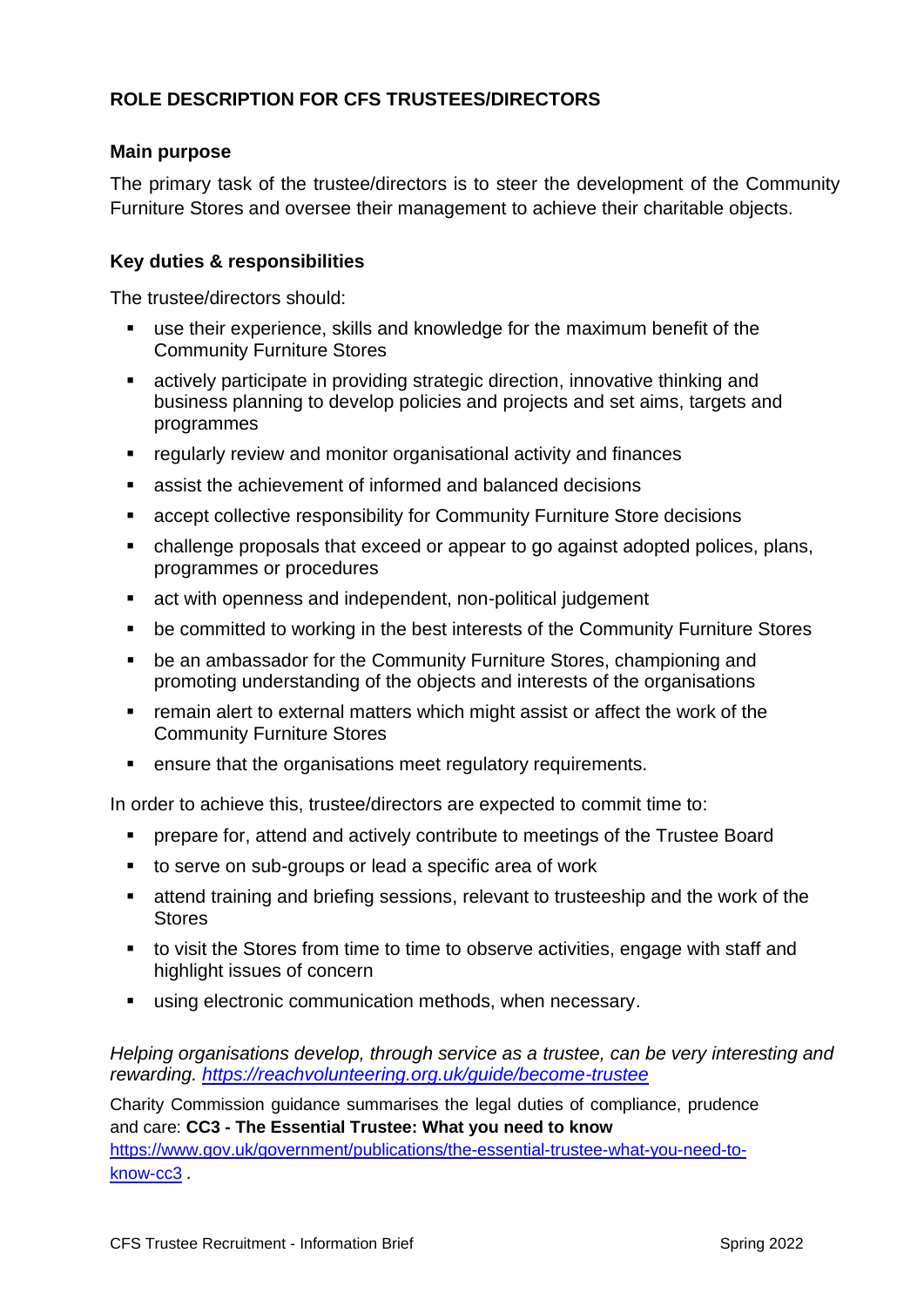## ROLE DESCRIPTION FOR CFS TRUSTEES/DIRECTORS

### Main purpose

The primary task of the trustee/directors is to steer the development of the Community Furniture Stores and oversee their management to achieve their charitable objects.

### Key duties & responsibilities

The trustee/directors should:

- use their experience, skills and knowledge for the maximum benefit of the Community Furniture Stores
- actively participate in providing strategic direction, innovative thinking and business planning to develop policies and projects and set aims, targets and programmes
- regularly review and monitor organisational activity and finances
- assist the achievement of informed and balanced decisions
- accept collective responsibility for Community Furniture Store decisions
- challenge proposals that exceed or appear to go against adopted polices, plans, programmes or procedures
- act with openness and independent, non-political judgement
- be committed to working in the best interests of the Community Furniture Stores
- be an ambassador for the Community Furniture Stores, championing and promoting understanding of the objects and interests of the organisations
- remain alert to external matters which might assist or affect the work of the Community Furniture Stores
- ensure that the organisations meet regulatory requirements.

In order to achieve this, trustee/directors are expected to commit time to:

- prepare for, attend and actively contribute to meetings of the Trustee Board
- to serve on sub-groups or lead a specific area of work
- attend training and briefing sessions, relevant to trusteeship and the work of the Stores
- to visit the Stores from time to time to observe activities, engage with staff and highlight issues of concern
- using electronic communication methods, when necessary.

*Helping organisations develop, through service as a trustee, can be very interesting and rewarding. https://reachvolunteering.org.uk/guide/become-trustee*

Charity Commission guidance summarises the legal duties of compliance, prudence and care: **CC3 - The Essential Trustee: What you need to know** https://www.gov.uk/government/publications/the-essential-trustee-what-you-need-to-know-cc3 .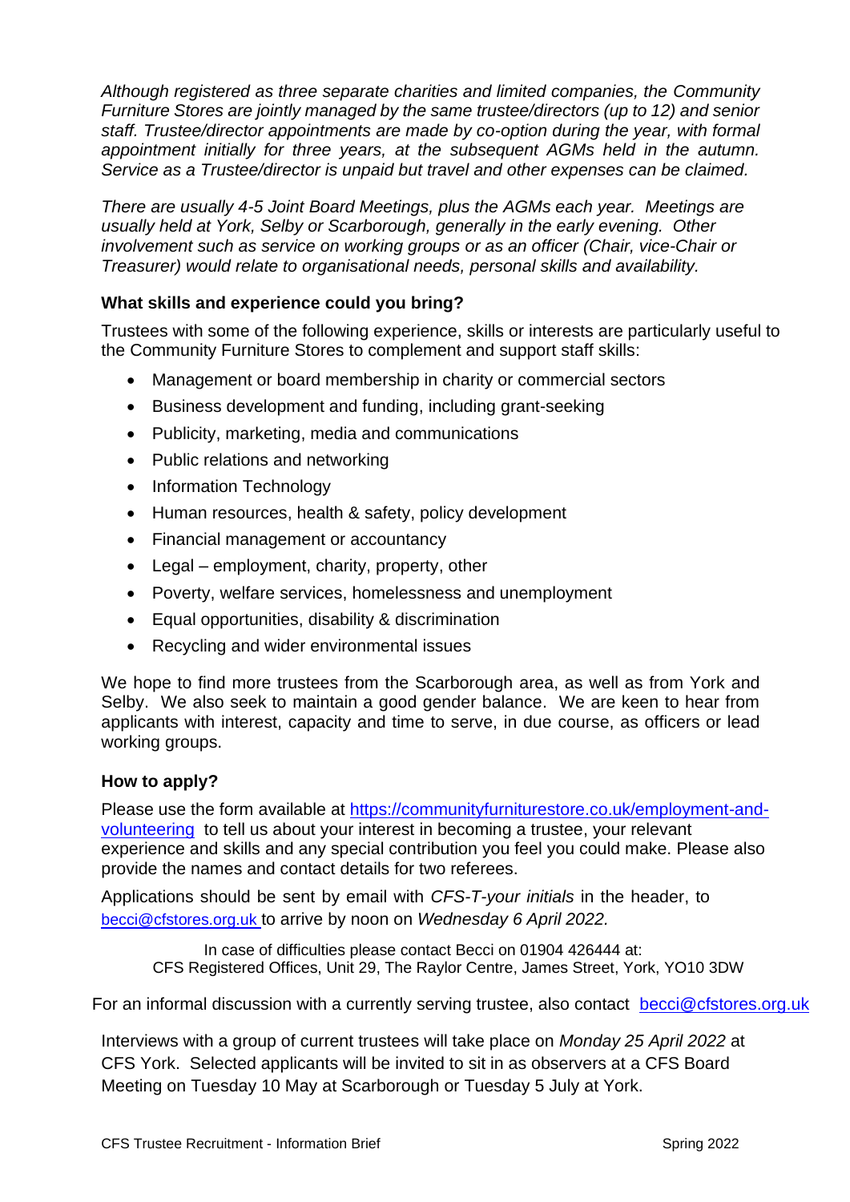*Although registered as three separate charities and limited companies, the Community Furniture Stores are jointly managed by the same trustee/directors (up to 12) and senior staff. Trustee/director appointments are made by co-option during the year, with formal appointment initially for three years, at the subsequent AGMs held in the autumn. Service as a Trustee/director is unpaid but travel and other expenses can be claimed.*

*There are usually 4-5 Joint Board Meetings, plus the AGMs each year. Meetings are usually held at York, Selby or Scarborough, generally in the early evening. Other involvement such as service on working groups or as an officer (Chair, vice-Chair or Treasurer) would relate to organisational needs, personal skills and availability.*

**What skills and experience could you bring?**

Trustees with some of the following experience, skills or interests are particularly useful to the Community Furniture Stores to complement and support staff skills:

- Management or board membership in charity or commercial sectors
- Business development and funding, including grant-seeking
- Publicity, marketing, media and communications
- Public relations and networking
- Information Technology
- Human resources, health & safety, policy development
- Financial management or accountancy
- Legal – employment, charity, property, other
- Poverty, welfare services, homelessness and unemployment
- Equal opportunities, disability & discrimination
- Recycling and wider environmental issues

We hope to find more trustees from the Scarborough area, as well as from York and Selby. We also seek to maintain a good gender balance. We are keen to hear from applicants with interest, capacity and time to serve, in due course, as officers or lead working groups.

**How to apply?**

Please use the form available at https://communityfurniturestore.co.uk/employment-and-volunteering to tell us about your interest in becoming a trustee, your relevant experience and skills and any special contribution you feel you could make. Please also provide the names and contact details for two referees.

Applications should be sent by email with *CFS-T-your initials* in the header, to becci@cfstores.org.uk to arrive by noon on *Wednesday 6 April 2022.*

In case of difficulties please contact Becci on 01904 426444 at:
CFS Registered Offices, Unit 29, The Raylor Centre, James Street, York, YO10 3DW

For an informal discussion with a currently serving trustee, also contact becci@cfstores.org.uk

Interviews with a group of current trustees will take place on *Monday 25 April 2022* at CFS York. Selected applicants will be invited to sit in as observers at a CFS Board Meeting on Tuesday 10 May at Scarborough or Tuesday 5 July at York.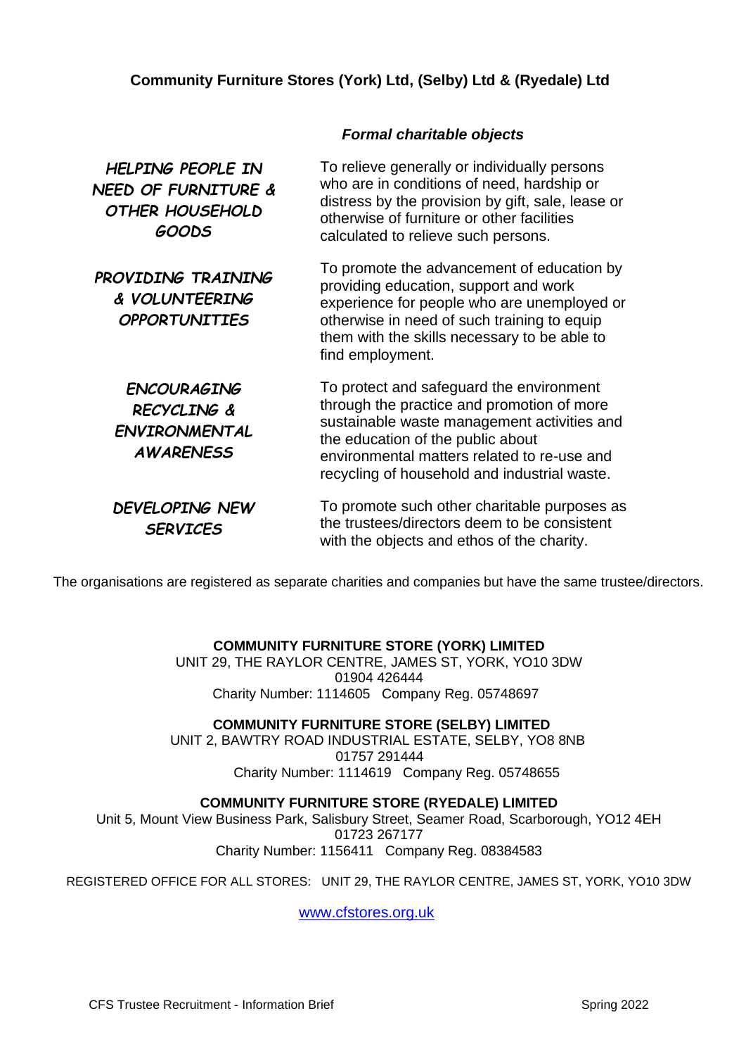## Community Furniture Stores (York) Ltd, (Selby) Ltd & (Ryedale) Ltd

***Formal charitable objects***

| | |
|---|---|
| ***HELPING PEOPLE IN NEED OF FURNITURE & OTHER HOUSEHOLD GOODS*** | To relieve generally or individually persons who are in conditions of need, hardship or distress by the provision by gift, sale, lease or otherwise of furniture or other facilities calculated to relieve such persons. |
| ***PROVIDING TRAINING & VOLUNTEERING OPPORTUNITIES*** | To promote the advancement of education by providing education, support and work experience for people who are unemployed or otherwise in need of such training to equip them with the skills necessary to be able to find employment. |
| ***ENCOURAGING RECYCLING & ENVIRONMENTAL AWARENESS*** | To protect and safeguard the environment through the practice and promotion of more sustainable waste management activities and the education of the public about environmental matters related to re-use and recycling of household and industrial waste. |
| ***DEVELOPING NEW SERVICES*** | To promote such other charitable purposes as the trustees/directors deem to be consistent with the objects and ethos of the charity. |

The organisations are registered as separate charities and companies but have the same trustee/directors.

**COMMUNITY FURNITURE STORE (YORK) LIMITED**
UNIT 29, THE RAYLOR CENTRE, JAMES ST, YORK, YO10 3DW
01904 426444
Charity Number: 1114605 Company Reg. 05748697

**COMMUNITY FURNITURE STORE (SELBY) LIMITED**
UNIT 2, BAWTRY ROAD INDUSTRIAL ESTATE, SELBY, YO8 8NB
01757 291444
Charity Number: 1114619 Company Reg. 05748655

**COMMUNITY FURNITURE STORE (RYEDALE) LIMITED**
Unit 5, Mount View Business Park, Salisbury Street, Seamer Road, Scarborough, YO12 4EH
01723 267177
Charity Number: 1156411 Company Reg. 08384583

REGISTERED OFFICE FOR ALL STORES: UNIT 29, THE RAYLOR CENTRE, JAMES ST, YORK, YO10 3DW

www.cfstores.org.uk